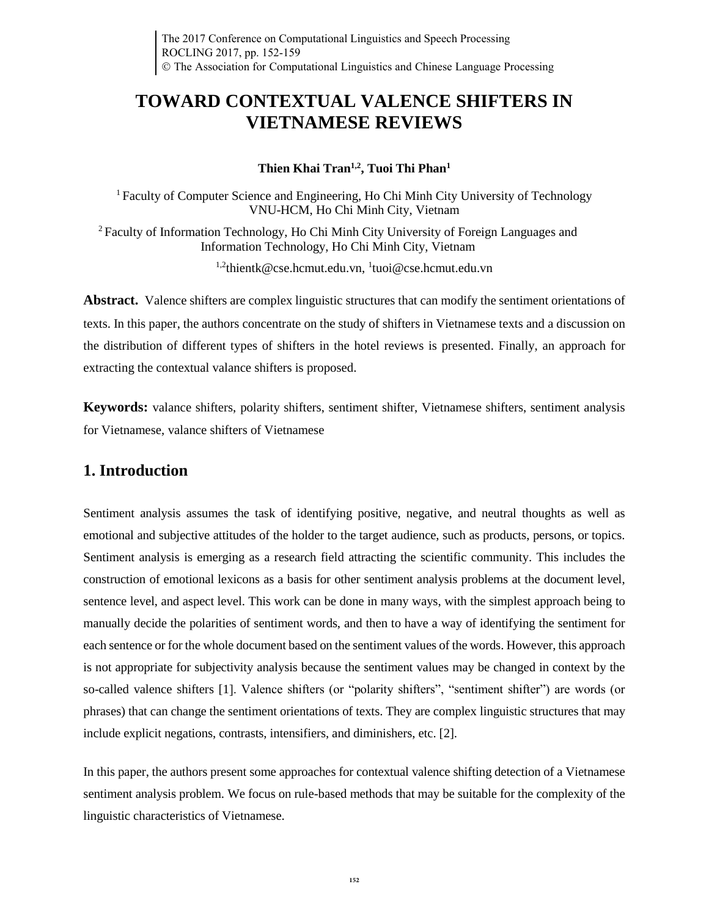# TOWARD CONTEXTUAL VALENCE SHIFTERS IN VIETNAMESE REVIEWS

**Thien Khai Tran[1,2], Tuoi Thi Phan[1]**

[1] Faculty of Computer Science and Engineering, Ho Chi Minh City University of Technology VNU-HCM, Ho Chi Minh City, Vietnam

[2] Faculty of Information Technology, Ho Chi Minh City University of Foreign Languages and Information Technology, Ho Chi Minh City, Vietnam

[1,2]thientk@cse.hcmut.edu.vn, [1]tuoi@cse.hcmut.edu.vn

**Abstract.** Valence shifters are complex linguistic structures that can modify the sentiment orientations of texts. In this paper, the authors concentrate on the study of shifters in Vietnamese texts and a discussion on the distribution of different types of shifters in the hotel reviews is presented. Finally, an approach for extracting the contextual valance shifters is proposed.

**Keywords:** valance shifters, polarity shifters, sentiment shifter, Vietnamese shifters, sentiment analysis for Vietnamese, valance shifters of Vietnamese

## 1. Introduction

Sentiment analysis assumes the task of identifying positive, negative, and neutral thoughts as well as emotional and subjective attitudes of the holder to the target audience, such as products, persons, or topics. Sentiment analysis is emerging as a research field attracting the scientific community. This includes the construction of emotional lexicons as a basis for other sentiment analysis problems at the document level, sentence level, and aspect level. This work can be done in many ways, with the simplest approach being to manually decide the polarities of sentiment words, and then to have a way of identifying the sentiment for each sentence or for the whole document based on the sentiment values of the words. However, this approach is not appropriate for subjectivity analysis because the sentiment values may be changed in context by the so-called valence shifters [1]. Valence shifters (or "polarity shifters", "sentiment shifter") are words (or phrases) that can change the sentiment orientations of texts. They are complex linguistic structures that may include explicit negations, contrasts, intensifiers, and diminishers, etc. [2].

In this paper, the authors present some approaches for contextual valence shifting detection of a Vietnamese sentiment analysis problem. We focus on rule-based methods that may be suitable for the complexity of the linguistic characteristics of Vietnamese.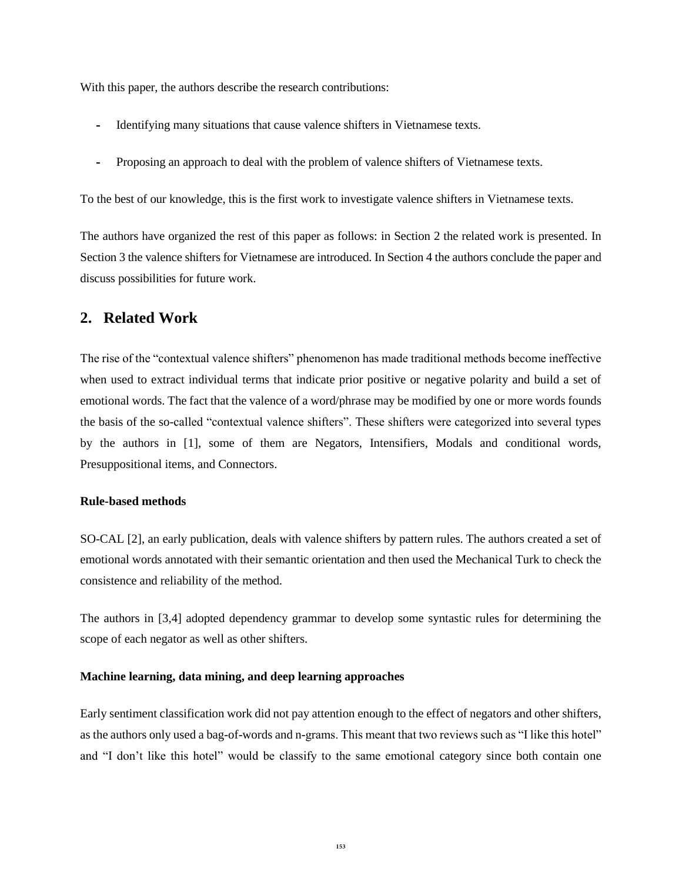With this paper, the authors describe the research contributions:

- Identifying many situations that cause valence shifters in Vietnamese texts.
- Proposing an approach to deal with the problem of valence shifters of Vietnamese texts.

To the best of our knowledge, this is the first work to investigate valence shifters in Vietnamese texts.

The authors have organized the rest of this paper as follows: in Section 2 the related work is presented. In Section 3 the valence shifters for Vietnamese are introduced. In Section 4 the authors conclude the paper and discuss possibilities for future work.

## 2. Related Work

The rise of the "contextual valence shifters" phenomenon has made traditional methods become ineffective when used to extract individual terms that indicate prior positive or negative polarity and build a set of emotional words. The fact that the valence of a word/phrase may be modified by one or more words founds the basis of the so-called "contextual valence shifters". These shifters were categorized into several types by the authors in [1], some of them are Negators, Intensifiers, Modals and conditional words, Presuppositional items, and Connectors.

**Rule-based methods**

SO-CAL [2], an early publication, deals with valence shifters by pattern rules. The authors created a set of emotional words annotated with their semantic orientation and then used the Mechanical Turk to check the consistence and reliability of the method.

The authors in [3,4] adopted dependency grammar to develop some syntastic rules for determining the scope of each negator as well as other shifters.

**Machine learning, data mining, and deep learning approaches**

Early sentiment classification work did not pay attention enough to the effect of negators and other shifters, as the authors only used a bag-of-words and n-grams. This meant that two reviews such as "I like this hotel" and "I don't like this hotel" would be classify to the same emotional category since both contain one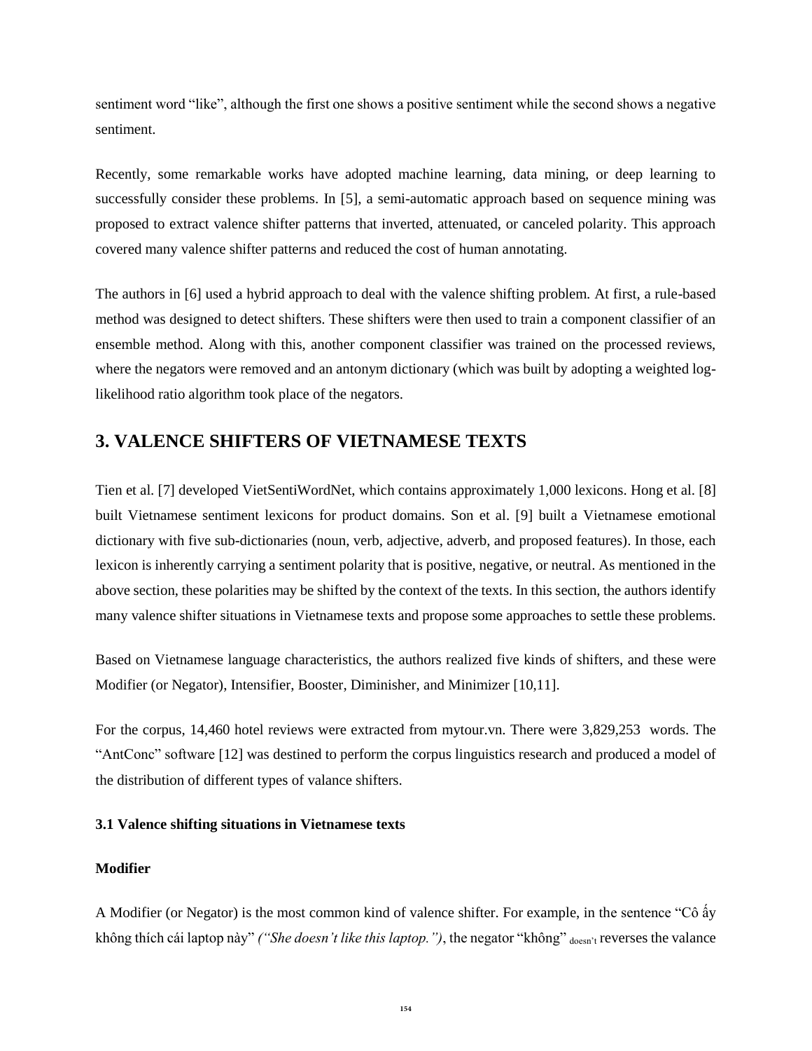sentiment word "like", although the first one shows a positive sentiment while the second shows a negative sentiment.

Recently, some remarkable works have adopted machine learning, data mining, or deep learning to successfully consider these problems. In [5], a semi-automatic approach based on sequence mining was proposed to extract valence shifter patterns that inverted, attenuated, or canceled polarity. This approach covered many valence shifter patterns and reduced the cost of human annotating.

The authors in [6] used a hybrid approach to deal with the valence shifting problem. At first, a rule-based method was designed to detect shifters. These shifters were then used to train a component classifier of an ensemble method. Along with this, another component classifier was trained on the processed reviews, where the negators were removed and an antonym dictionary (which was built by adopting a weighted log-likelihood ratio algorithm took place of the negators.

## 3. VALENCE SHIFTERS OF VIETNAMESE TEXTS

Tien et al. [7] developed VietSentiWordNet, which contains approximately 1,000 lexicons. Hong et al. [8] built Vietnamese sentiment lexicons for product domains. Son et al. [9] built a Vietnamese emotional dictionary with five sub-dictionaries (noun, verb, adjective, adverb, and proposed features). In those, each lexicon is inherently carrying a sentiment polarity that is positive, negative, or neutral. As mentioned in the above section, these polarities may be shifted by the context of the texts. In this section, the authors identify many valence shifter situations in Vietnamese texts and propose some approaches to settle these problems.

Based on Vietnamese language characteristics, the authors realized five kinds of shifters, and these were Modifier (or Negator), Intensifier, Booster, Diminisher, and Minimizer [10,11].

For the corpus, 14,460 hotel reviews were extracted from mytour.vn. There were 3,829,253 words. The "AntConc" software [12] was destined to perform the corpus linguistics research and produced a model of the distribution of different types of valance shifters.

### 3.1 Valence shifting situations in Vietnamese texts

**Modifier**

A Modifier (or Negator) is the most common kind of valence shifter. For example, in the sentence "Cô ấy không thích cái laptop này" *("She doesn't like this laptop.")*, the negator "không" $_{\text{doesn't}}$ reverses the valance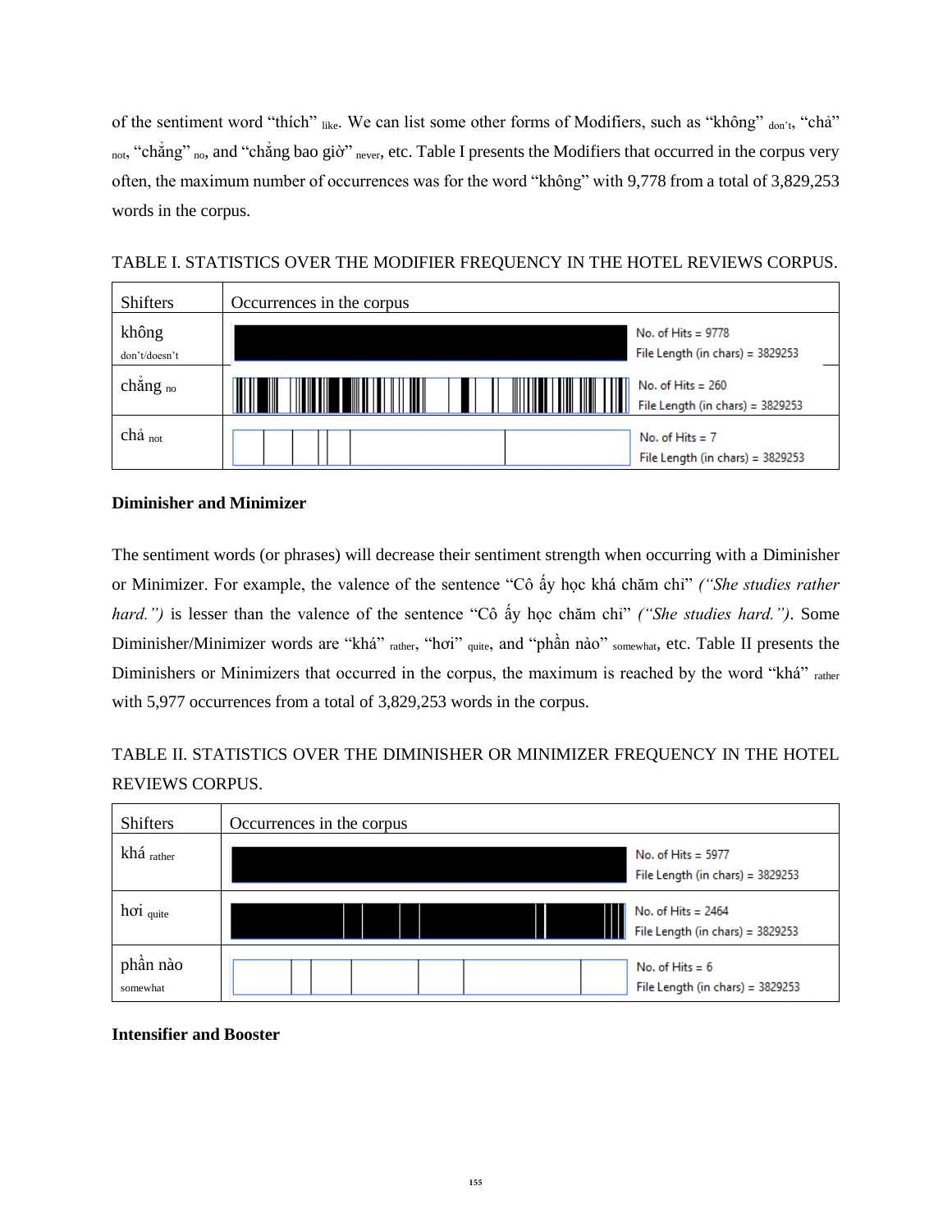of the sentiment word "thích" like. We can list some other forms of Modifiers, such as "không" don't, "chả" not, "chẳng" no, and "chẳng bao giờ" never, etc. Table I presents the Modifiers that occurred in the corpus very often, the maximum number of occurrences was for the word "không" with 9,778 from a total of 3,829,253 words in the corpus.

TABLE I. STATISTICS OVER THE MODIFIER FREQUENCY IN THE HOTEL REVIEWS CORPUS.

| Shifters | Occurrences in the corpus |
|---|---|
| không don't/doesn't | No. of Hits = 9778<br>File Length (in chars) = 3829253 |
| chẳng no | No. of Hits = 260<br>File Length (in chars) = 3829253 |
| chả not | No. of Hits = 7<br>File Length (in chars) = 3829253 |

**Diminisher and Minimizer**

The sentiment words (or phrases) will decrease their sentiment strength when occurring with a Diminisher or Minimizer. For example, the valence of the sentence "Cô ấy học khá chăm chỉ" *("She studies rather hard.")* is lesser than the valence of the sentence "Cô ấy học chăm chỉ" *("She studies hard.")*. Some Diminisher/Minimizer words are "khá" rather, "hơi" quite, and "phần nào" somewhat, etc. Table II presents the Diminishers or Minimizers that occurred in the corpus, the maximum is reached by the word "khá" rather with 5,977 occurrences from a total of 3,829,253 words in the corpus.

TABLE II. STATISTICS OVER THE DIMINISHER OR MINIMIZER FREQUENCY IN THE HOTEL REVIEWS CORPUS.

| Shifters | Occurrences in the corpus |
|---|---|
| khá rather | No. of Hits = 5977<br>File Length (in chars) = 3829253 |
| hơi quite | No. of Hits = 2464<br>File Length (in chars) = 3829253 |
| phần nào somewhat | No. of Hits = 6<br>File Length (in chars) = 3829253 |

**Intensifier and Booster**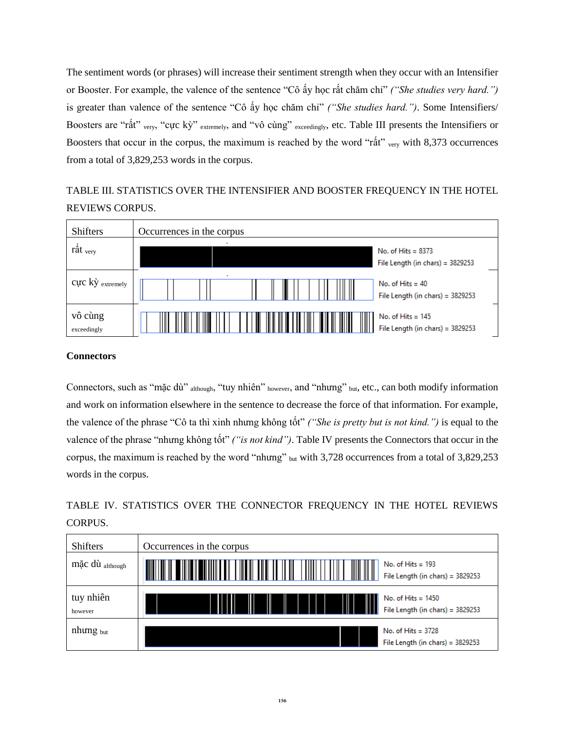The sentiment words (or phrases) will increase their sentiment strength when they occur with an Intensifier or Booster. For example, the valence of the sentence "Cô ấy học rất chăm chỉ" *("She studies very hard.")* is greater than valence of the sentence "Cô ấy học chăm chỉ" *("She studies hard.")*. Some Intensifiers/ Boosters are "rất" very, "cực kỳ" extremely, and "vô cùng" exceedingly, etc. Table III presents the Intensifiers or Boosters that occur in the corpus, the maximum is reached by the word "rất" very with 8,373 occurrences from a total of 3,829,253 words in the corpus.

TABLE III. STATISTICS OVER THE INTENSIFIER AND BOOSTER FREQUENCY IN THE HOTEL REVIEWS CORPUS.

| Shifters | Occurrences in the corpus |
|---|---|
| rất very | No. of Hits = 8373<br>File Length (in chars) = 3829253 |
| cực kỳ extremely | No. of Hits = 40<br>File Length (in chars) = 3829253 |
| vô cùng exceedingly | No. of Hits = 145<br>File Length (in chars) = 3829253 |

**Connectors**

Connectors, such as "mặc dù" although, "tuy nhiên" however, and "nhưng" but, etc., can both modify information and work on information elsewhere in the sentence to decrease the force of that information. For example, the valence of the phrase "Cô ta thì xinh nhưng không tốt" *("She is pretty but is not kind.")* is equal to the valence of the phrase "nhưng không tốt" *("is not kind")*. Table IV presents the Connectors that occur in the corpus, the maximum is reached by the word "nhưng" but with 3,728 occurrences from a total of 3,829,253 words in the corpus.

TABLE IV. STATISTICS OVER THE CONNECTOR FREQUENCY IN THE HOTEL REVIEWS CORPUS.

| Shifters | Occurrences in the corpus |
|---|---|
| mặc dù although | No. of Hits = 193<br>File Length (in chars) = 3829253 |
| tuy nhiên however | No. of Hits = 1450<br>File Length (in chars) = 3829253 |
| nhưng but | No. of Hits = 3728<br>File Length (in chars) = 3829253 |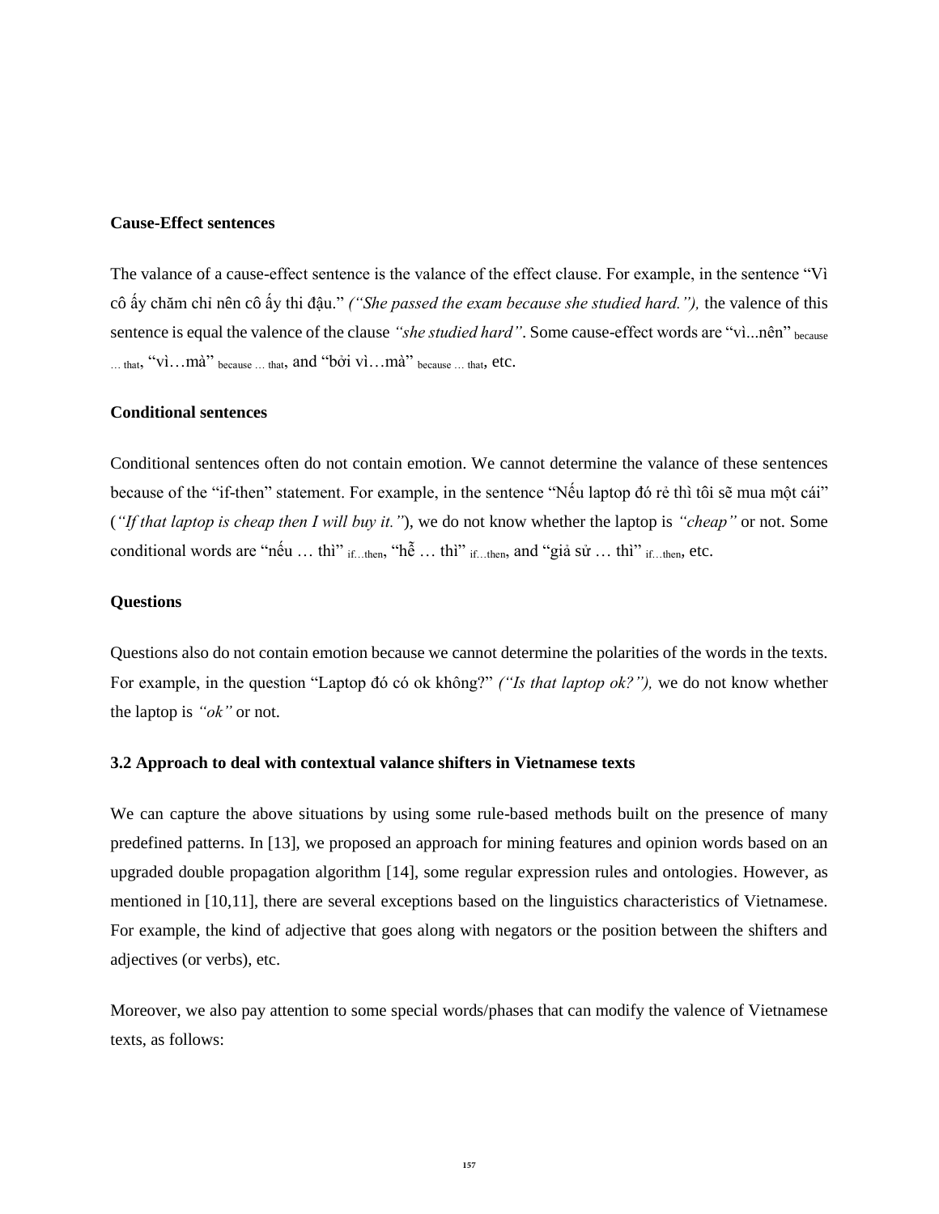**Cause-Effect sentences**

The valance of a cause-effect sentence is the valance of the effect clause. For example, in the sentence "Vì cô ấy chăm chỉ nên cô ấy thi đậu." *("She passed the exam because she studied hard."),* the valence of this sentence is equal the valence of the clause *"she studied hard"*. Some cause-effect words are "vì...nên" because … that, "vì…mà" because … that, and "bởi vì…mà" because … that, etc.

**Conditional sentences**

Conditional sentences often do not contain emotion. We cannot determine the valance of these sentences because of the "if-then" statement. For example, in the sentence "Nếu laptop đó rẻ thì tôi sẽ mua một cái" (*"If that laptop is cheap then I will buy it."*), we do not know whether the laptop is *"cheap"* or not. Some conditional words are "nếu … thì" if…then, "hễ … thì" if…then, and "giả sử … thì" if…then, etc.

**Questions**

Questions also do not contain emotion because we cannot determine the polarities of the words in the texts. For example, in the question "Laptop đó có ok không?" *("Is that laptop ok?"),* we do not know whether the laptop is *"ok"* or not.

**3.2 Approach to deal with contextual valance shifters in Vietnamese texts**

We can capture the above situations by using some rule-based methods built on the presence of many predefined patterns. In [13], we proposed an approach for mining features and opinion words based on an upgraded double propagation algorithm [14], some regular expression rules and ontologies. However, as mentioned in [10,11], there are several exceptions based on the linguistics characteristics of Vietnamese. For example, the kind of adjective that goes along with negators or the position between the shifters and adjectives (or verbs), etc.

Moreover, we also pay attention to some special words/phases that can modify the valence of Vietnamese texts, as follows: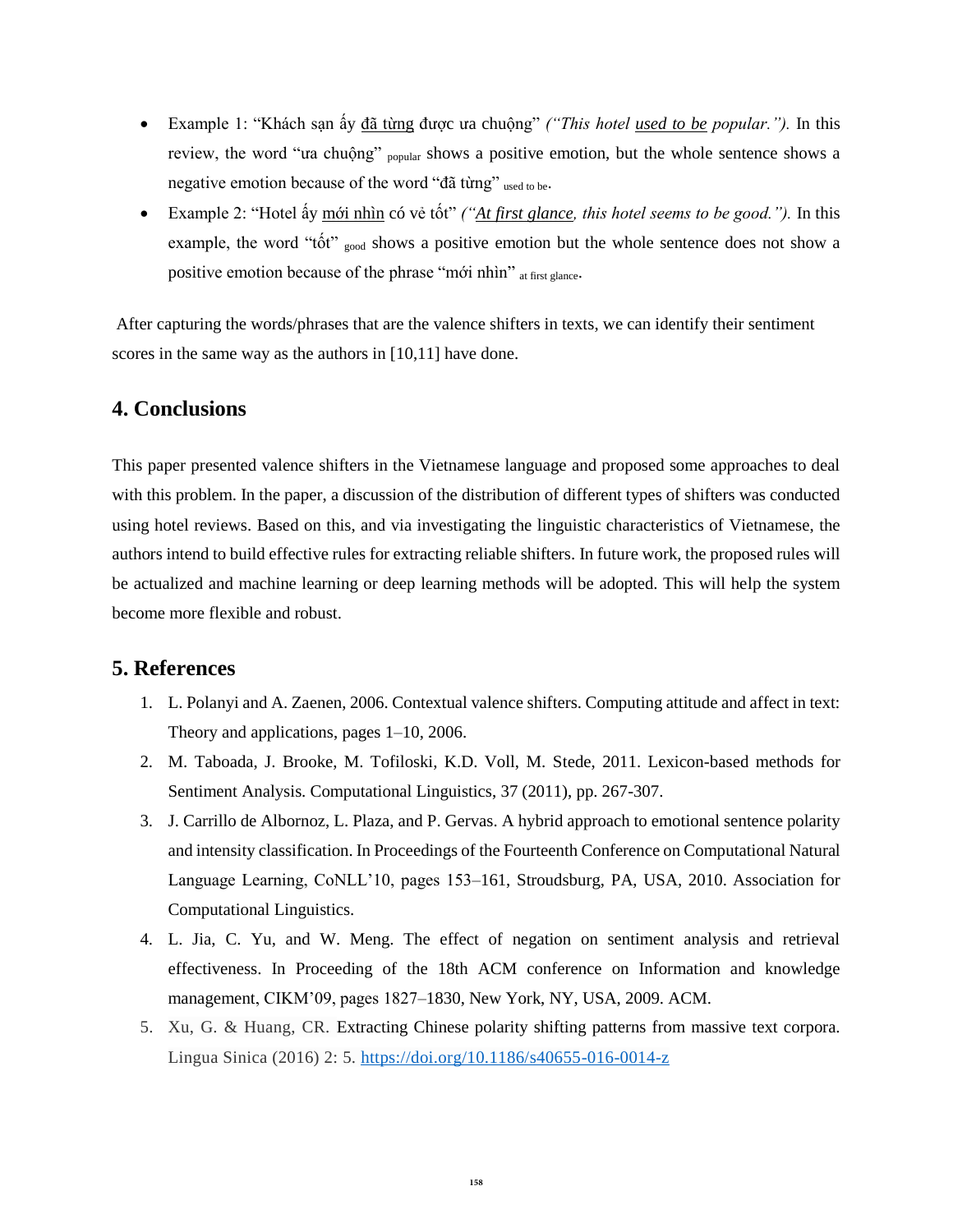- Example 1: "Khách sạn ấy <u>đã từng</u> được ưa chuộng" *("This hotel <u>used to be</u> popular.").* In this review, the word "ưa chuộng" $_{\text{popular}}$ shows a positive emotion, but the whole sentence shows a negative emotion because of the word "đã từng" $_{\text{used to be}}$.
- Example 2: "Hotel ấy <u>mới nhìn</u> có vẻ tốt" *("<u>At first glance</u>, this hotel seems to be good.").* In this example, the word "tốt" $_{\text{good}}$ shows a positive emotion but the whole sentence does not show a positive emotion because of the phrase "mới nhìn" $_{\text{at first glance}}$.

After capturing the words/phrases that are the valence shifters in texts, we can identify their sentiment scores in the same way as the authors in [10,11] have done.

## 4. Conclusions

This paper presented valence shifters in the Vietnamese language and proposed some approaches to deal with this problem. In the paper, a discussion of the distribution of different types of shifters was conducted using hotel reviews. Based on this, and via investigating the linguistic characteristics of Vietnamese, the authors intend to build effective rules for extracting reliable shifters. In future work, the proposed rules will be actualized and machine learning or deep learning methods will be adopted. This will help the system become more flexible and robust.

## 5. References

1. L. Polanyi and A. Zaenen, 2006. Contextual valence shifters. Computing attitude and affect in text: Theory and applications, pages 1–10, 2006.
2. M. Taboada, J. Brooke, M. Tofiloski, K.D. Voll, M. Stede, 2011. Lexicon-based methods for Sentiment Analysis. Computational Linguistics, 37 (2011), pp. 267-307.
3. J. Carrillo de Albornoz, L. Plaza, and P. Gervas. A hybrid approach to emotional sentence polarity and intensity classification. In Proceedings of the Fourteenth Conference on Computational Natural Language Learning, CoNLL'10, pages 153–161, Stroudsburg, PA, USA, 2010. Association for Computational Linguistics.
4. L. Jia, C. Yu, and W. Meng. The effect of negation on sentiment analysis and retrieval effectiveness. In Proceeding of the 18th ACM conference on Information and knowledge management, CIKM'09, pages 1827–1830, New York, NY, USA, 2009. ACM.
5. Xu, G. & Huang, CR. Extracting Chinese polarity shifting patterns from massive text corpora. Lingua Sinica (2016) 2: 5. https://doi.org/10.1186/s40655-016-0014-z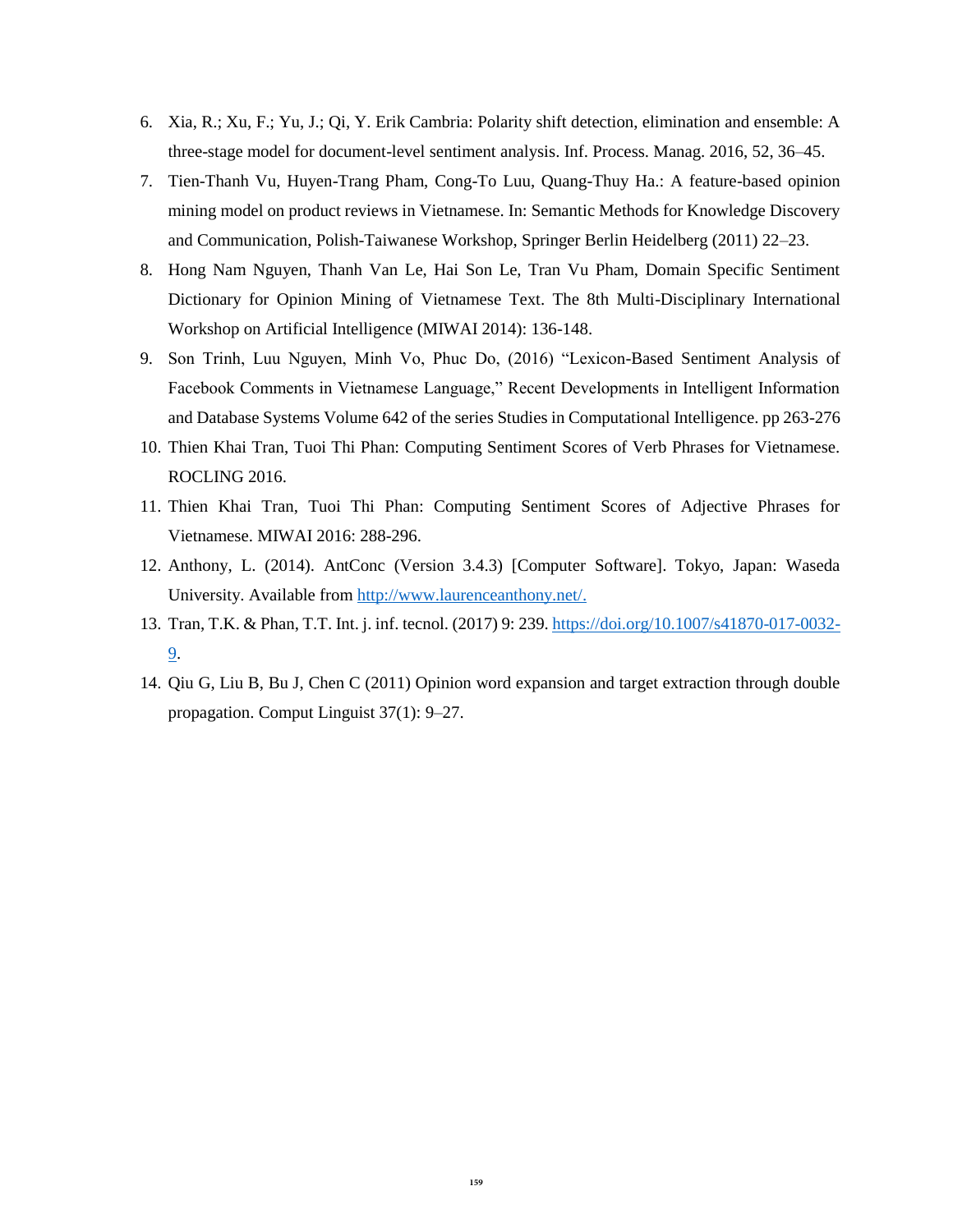6. Xia, R.; Xu, F.; Yu, J.; Qi, Y. Erik Cambria: Polarity shift detection, elimination and ensemble: A three-stage model for document-level sentiment analysis. Inf. Process. Manag. 2016, 52, 36–45.
7. Tien-Thanh Vu, Huyen-Trang Pham, Cong-To Luu, Quang-Thuy Ha.: A feature-based opinion mining model on product reviews in Vietnamese. In: Semantic Methods for Knowledge Discovery and Communication, Polish-Taiwanese Workshop, Springer Berlin Heidelberg (2011) 22–23.
8. Hong Nam Nguyen, Thanh Van Le, Hai Son Le, Tran Vu Pham, Domain Specific Sentiment Dictionary for Opinion Mining of Vietnamese Text. The 8th Multi-Disciplinary International Workshop on Artificial Intelligence (MIWAI 2014): 136-148.
9. Son Trinh, Luu Nguyen, Minh Vo, Phuc Do, (2016) "Lexicon-Based Sentiment Analysis of Facebook Comments in Vietnamese Language," Recent Developments in Intelligent Information and Database Systems Volume 642 of the series Studies in Computational Intelligence. pp 263-276
10. Thien Khai Tran, Tuoi Thi Phan: Computing Sentiment Scores of Verb Phrases for Vietnamese. ROCLING 2016.
11. Thien Khai Tran, Tuoi Thi Phan: Computing Sentiment Scores of Adjective Phrases for Vietnamese. MIWAI 2016: 288-296.
12. Anthony, L. (2014). AntConc (Version 3.4.3) [Computer Software]. Tokyo, Japan: Waseda University. Available from http://www.laurenceanthony.net/.
13. Tran, T.K. & Phan, T.T. Int. j. inf. tecnol. (2017) 9: 239. https://doi.org/10.1007/s41870-017-0032-9.
14. Qiu G, Liu B, Bu J, Chen C (2011) Opinion word expansion and target extraction through double propagation. Comput Linguist 37(1): 9–27.